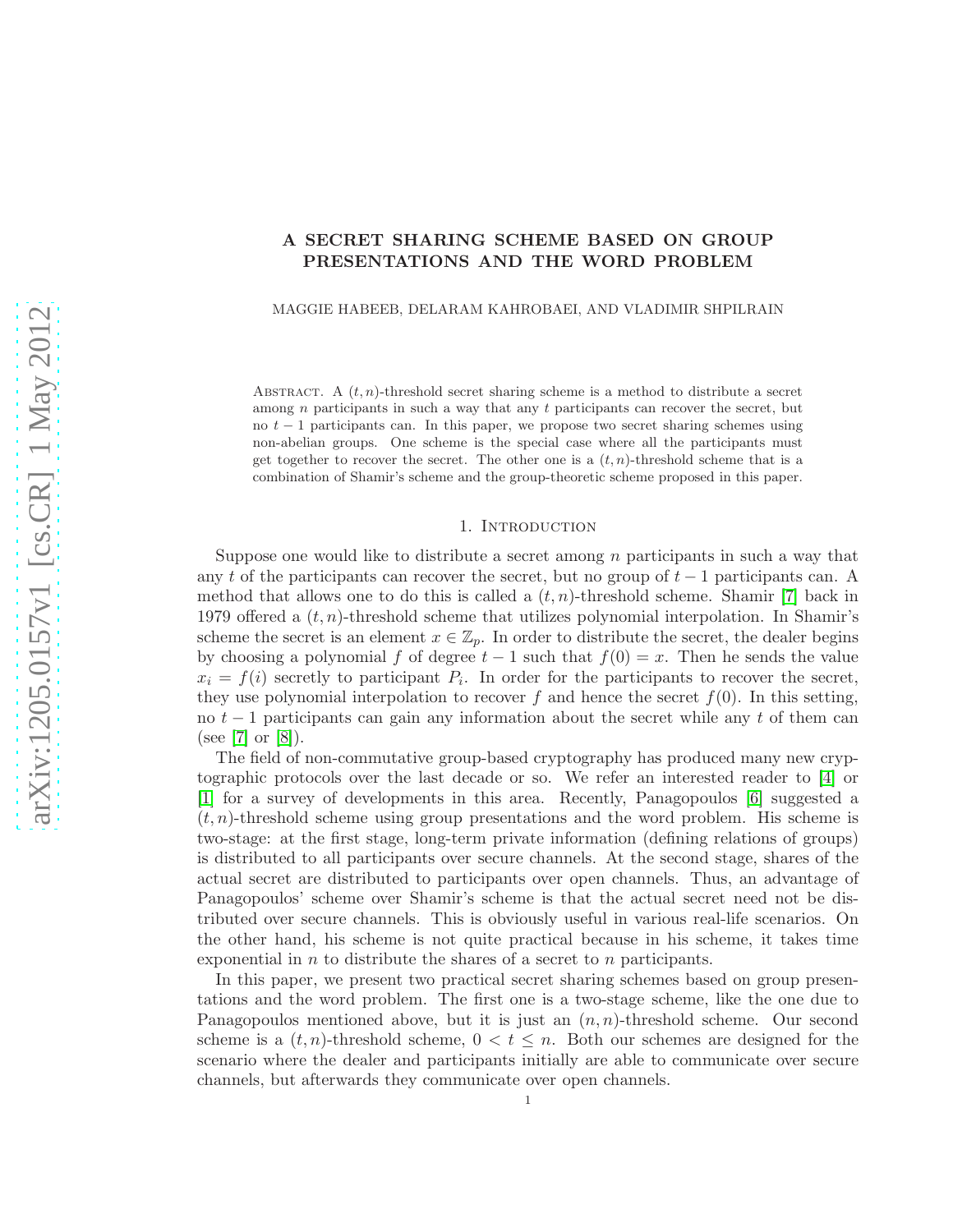# A SECRET SHARING SCHEME BASED ON GROUP PRESENTATIONS AND THE WORD PROBLEM

MAGGIE HABEEB, DELARAM KAHROBAEI, AND VLADIMIR SHPILRAIN

Abstract. A $(t, n)$-threshold secret sharing scheme is a method to distribute a secret among $n$ participants in such a way that any $t$ participants can recover the secret, but no $t-1$ participants can. In this paper, we propose two secret sharing schemes using non-abelian groups. One scheme is the special case where all the participants must get together to recover the secret. The other one is a $(t, n)$-threshold scheme that is a combination of Shamir's scheme and the group-theoretic scheme proposed in this paper.

## 1. Introduction

Suppose one would like to distribute a secret among $n$ participants in such a way that any $t$ of the participants can recover the secret, but no group of $t-1$ participants can. A method that allows one to do this is called a $(t, n)$-threshold scheme. Shamir [7] back in 1979 offered a $(t, n)$-threshold scheme that utilizes polynomial interpolation. In Shamir's scheme the secret is an element $x \in \mathbb{Z}_p$. In order to distribute the secret, the dealer begins by choosing a polynomial $f$ of degree $t-1$ such that $f(0) = x$. Then he sends the value $x_i = f(i)$ secretly to participant $P_i$. In order for the participants to recover the secret, they use polynomial interpolation to recover $f$ and hence the secret $f(0)$. In this setting, no $t-1$ participants can gain any information about the secret while any $t$ of them can (see [7] or [8]).

The field of non-commutative group-based cryptography has produced many new cryptographic protocols over the last decade or so. We refer an interested reader to [4] or [1] for a survey of developments in this area. Recently, Panagopoulos [6] suggested a $(t, n)$-threshold scheme using group presentations and the word problem. His scheme is two-stage: at the first stage, long-term private information (defining relations of groups) is distributed to all participants over secure channels. At the second stage, shares of the actual secret are distributed to participants over open channels. Thus, an advantage of Panagopoulos' scheme over Shamir's scheme is that the actual secret need not be distributed over secure channels. This is obviously useful in various real-life scenarios. On the other hand, his scheme is not quite practical because in his scheme, it takes time exponential in $n$ to distribute the shares of a secret to $n$ participants.

In this paper, we present two practical secret sharing schemes based on group presentations and the word problem. The first one is a two-stage scheme, like the one due to Panagopoulos mentioned above, but it is just an $(n, n)$-threshold scheme. Our second scheme is a $(t, n)$-threshold scheme, $0 < t \leq n$. Both our schemes are designed for the scenario where the dealer and participants initially are able to communicate over secure channels, but afterwards they communicate over open channels.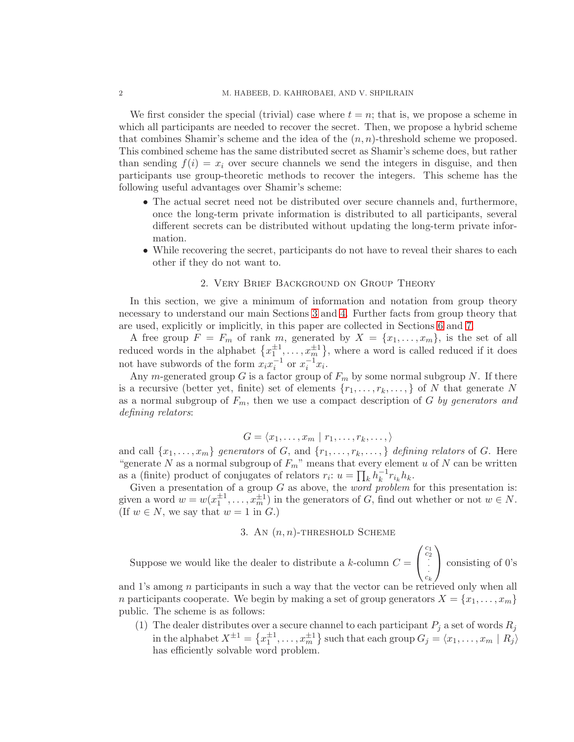We first consider the special (trivial) case where $t = n$; that is, we propose a scheme in which all participants are needed to recover the secret. Then, we propose a hybrid scheme that combines Shamir's scheme and the idea of the $(n, n)$-threshold scheme we proposed. This combined scheme has the same distributed secret as Shamir's scheme does, but rather than sending $f(i) = x_i$ over secure channels we send the integers in disguise, and then participants use group-theoretic methods to recover the integers. This scheme has the following useful advantages over Shamir's scheme:

- The actual secret need not be distributed over secure channels and, furthermore, once the long-term private information is distributed to all participants, several different secrets can be distributed without updating the long-term private information.
- While recovering the secret, participants do not have to reveal their shares to each other if they do not want to.

## 2. Very Brief Background on Group Theory

In this section, we give a minimum of information and notation from group theory necessary to understand our main Sections 3 and 4. Further facts from group theory that are used, explicitly or implicitly, in this paper are collected in Sections 6 and 7.

A free group $F = F_m$ of rank $m$, generated by $X = \{x_1, \ldots, x_m\}$, is the set of all reduced words in the alphabet $\{x_1^{\pm 1}, \ldots, x_m^{\pm 1}\}$, where a word is called reduced if it does not have subwords of the form $x_i x_i^{-1}$ or $x_i^{-1} x_i$.

Any $m$-generated group $G$ is a factor group of $F_m$ by some normal subgroup $N$. If there is a recursive (better yet, finite) set of elements $\{r_1, \ldots, r_k, \ldots, \}$ of $N$ that generate $N$ as a normal subgroup of $F_m$, then we use a compact description of $G$ *by generators and defining relators*:

$$G = \langle x_1, \ldots, x_m \mid r_1, \ldots, r_k, \ldots, \rangle$$

and call $\{x_1, \ldots, x_m\}$ *generators* of $G$, and $\{r_1, \ldots, r_k, \ldots, \}$ *defining relators* of $G$. Here "generate $N$ as a normal subgroup of $F_m$" means that every element $u$ of $N$ can be written as a (finite) product of conjugates of relators $r_i$: $u = \prod_k h_k^{-1} r_{i_k} h_k$.

Given a presentation of a group $G$ as above, the *word problem* for this presentation is: given a word $w = w(x_1^{\pm 1}, \ldots, x_m^{\pm 1})$ in the generators of $G$, find out whether or not $w \in N$. (If $w \in N$, we say that $w = 1$ in $G$.)

## 3. An $(n, n)$-threshold Scheme

Suppose we would like the dealer to distribute a $k$-column $C = \begin{pmatrix} c_1 \\ c_2 \\ \cdot \\ \cdot \\ c_k \end{pmatrix}$ consisting of 0's and 1's among $n$ participants in such a way that the vector can be retrieved only when all $n$ participants cooperate. We begin by making a set of group generators $X = \{x_1, \ldots, x_m\}$ public. The scheme is as follows:

(1) The dealer distributes over a secure channel to each participant $P_j$ a set of words $R_j$ in the alphabet $X^{\pm 1} = \{x_1^{\pm 1}, \ldots, x_m^{\pm 1}\}$ such that each group $G_j = \langle x_1, \ldots, x_m \mid R_j \rangle$ has efficiently solvable word problem.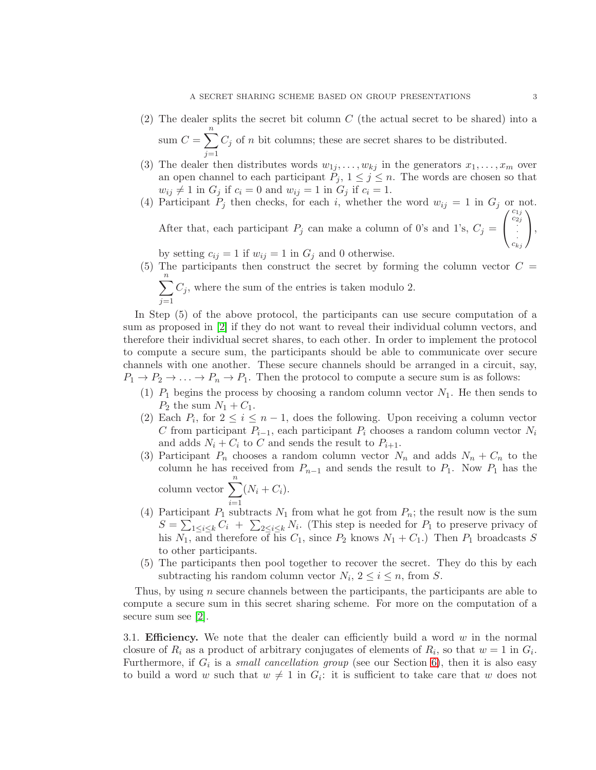(2) The dealer splits the secret bit column $C$ (the actual secret to be shared) into a sum $C = \sum_{j=1}^{n} C_j$ of $n$ bit columns; these are secret shares to be distributed.

(3) The dealer then distributes words $w_{1j}, \ldots, w_{kj}$ in the generators $x_1, \ldots, x_m$ over an open channel to each participant $P_j$, $1 \le j \le n$. The words are chosen so that $w_{ij} \ne 1$ in $G_j$ if $c_i = 0$ and $w_{ij} = 1$ in $G_j$ if $c_i = 1$.

(4) Participant $P_j$ then checks, for each $i$, whether the word $w_{ij} = 1$ in $G_j$ or not. After that, each participant $P_j$ can make a column of 0's and 1's, $C_j = \begin{pmatrix} c_{1j} \\ c_{2j} \\ \cdot \\ \cdot \\ \cdot \\ c_{kj} \end{pmatrix}$, by setting $c_{ij} = 1$ if $w_{ij} = 1$ in $G_j$ and 0 otherwise.

(5) The participants then construct the secret by forming the column vector $C = \sum_{j=1}^{n} C_j$, where the sum of the entries is taken modulo 2.

In Step (5) of the above protocol, the participants can use secure computation of a sum as proposed in [2] if they do not want to reveal their individual column vectors, and therefore their individual secret shares, to each other. In order to implement the protocol to compute a secure sum, the participants should be able to communicate over secure channels with one another. These secure channels should be arranged in a circuit, say, $P_1 \to P_2 \to \ldots \to P_n \to P_1$. Then the protocol to compute a secure sum is as follows:

(1) $P_1$ begins the process by choosing a random column vector $N_1$. He then sends to $P_2$ the sum $N_1 + C_1$.

(2) Each $P_i$, for $2 \le i \le n-1$, does the following. Upon receiving a column vector $C$ from participant $P_{i-1}$, each participant $P_i$ chooses a random column vector $N_i$ and adds $N_i + C_i$ to $C$ and sends the result to $P_{i+1}$.

(3) Participant $P_n$ chooses a random column vector $N_n$ and adds $N_n + C_n$ to the column he has received from $P_{n-1}$ and sends the result to $P_1$. Now $P_1$ has the column vector $\sum_{i=1}^{n}(N_i + C_i)$.

(4) Participant $P_1$ subtracts $N_1$ from what he got from $P_n$; the result now is the sum $S = \sum_{1 \le i \le k} C_i \ + \ \sum_{2 \le i \le k} N_i$. (This step is needed for $P_1$ to preserve privacy of his $N_1$, and therefore of his $C_1$, since $P_2$ knows $N_1 + C_1$.) Then $P_1$ broadcasts $S$ to other participants.

(5) The participants then pool together to recover the secret. They do this by each subtracting his random column vector $N_i$, $2 \le i \le n$, from $S$.

Thus, by using $n$ secure channels between the participants, the participants are able to compute a secure sum in this secret sharing scheme. For more on the computation of a secure sum see [2].

**3.1. Efficiency.** We note that the dealer can efficiently build a word $w$ in the normal closure of $R_i$ as a product of arbitrary conjugates of elements of $R_i$, so that $w = 1$ in $G_i$. Furthermore, if $G_i$ is a *small cancellation group* (see our Section 6), then it is also easy to build a word $w$ such that $w \ne 1$ in $G_i$: it is sufficient to take care that $w$ does not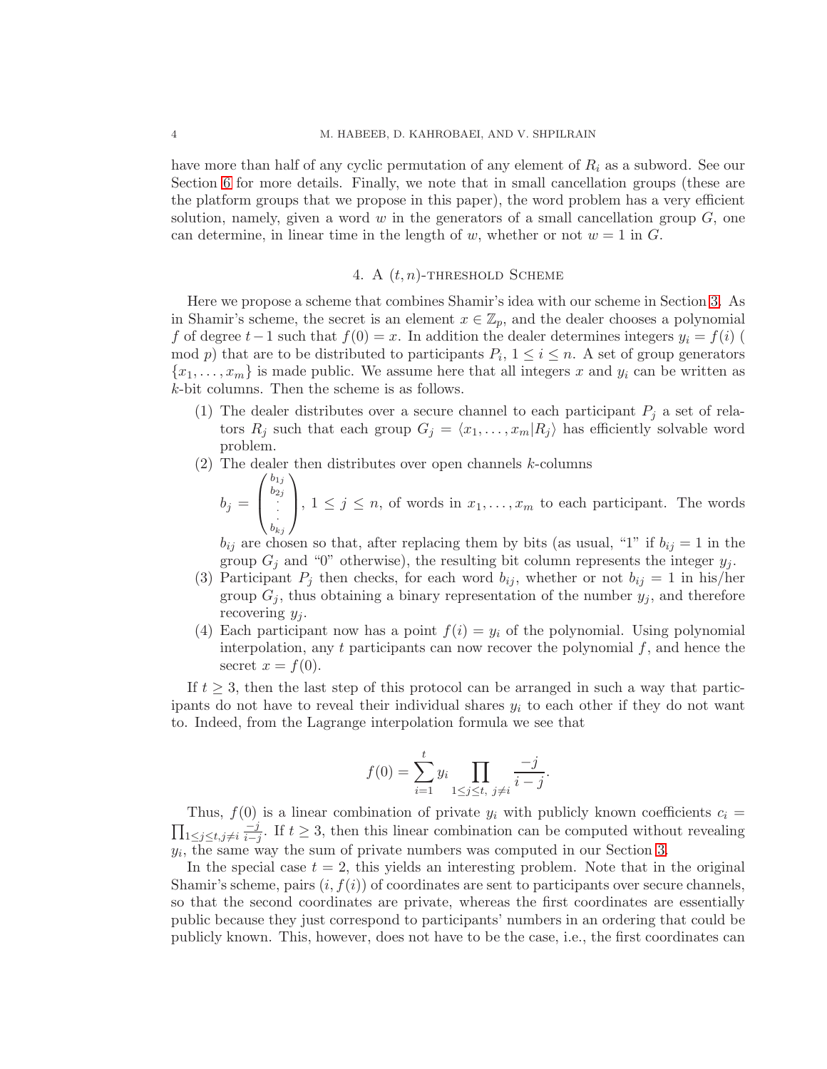have more than half of any cyclic permutation of any element of $R_i$ as a subword. See our Section 6 for more details. Finally, we note that in small cancellation groups (these are the platform groups that we propose in this paper), the word problem has a very efficient solution, namely, given a word $w$ in the generators of a small cancellation group $G$, one can determine, in linear time in the length of $w$, whether or not $w = 1$ in $G$.

## 4. A $(t, n)$-threshold Scheme

Here we propose a scheme that combines Shamir's idea with our scheme in Section 3. As in Shamir's scheme, the secret is an element $x \in \mathbb{Z}_p$, and the dealer chooses a polynomial $f$ of degree $t-1$ such that $f(0) = x$. In addition the dealer determines integers $y_i = f(i)$ ( mod $p$) that are to be distributed to participants $P_i$, $1 \le i \le n$. A set of group generators $\{x_1, \ldots, x_m\}$ is made public. We assume here that all integers $x$ and $y_i$ can be written as $k$-bit columns. Then the scheme is as follows.

1. The dealer distributes over a secure channel to each participant $P_j$ a set of relators $R_j$ such that each group $G_j = \langle x_1, \ldots, x_m | R_j \rangle$ has efficiently solvable word problem.
2. The dealer then distributes over open channels $k$-columns $b_j = \begin{pmatrix} b_{1j} \\ b_{2j} \\ \cdot \\ \cdot \\ b_{kj} \end{pmatrix}$, $1 \le j \le n$, of words in $x_1, \ldots, x_m$ to each participant. The words $b_{ij}$ are chosen so that, after replacing them by bits (as usual, "1" if $b_{ij} = 1$ in the group $G_j$ and "0" otherwise), the resulting bit column represents the integer $y_j$.
3. Participant $P_j$ then checks, for each word $b_{ij}$, whether or not $b_{ij} = 1$ in his/her group $G_j$, thus obtaining a binary representation of the number $y_j$, and therefore recovering $y_j$.
4. Each participant now has a point $f(i) = y_i$ of the polynomial. Using polynomial interpolation, any $t$ participants can now recover the polynomial $f$, and hence the secret $x = f(0)$.

If $t \ge 3$, then the last step of this protocol can be arranged in such a way that participants do not have to reveal their individual shares $y_i$ to each other if they do not want to. Indeed, from the Lagrange interpolation formula we see that

$$f(0) = \sum_{i=1}^{t} y_i \prod_{1 \le j \le t,\ j \ne i} \frac{-j}{i-j}.$$

Thus, $f(0)$ is a linear combination of private $y_i$ with publicly known coefficients $c_i = \prod_{1 \le j \le t, j \ne i} \frac{-j}{i-j}$. If $t \ge 3$, then this linear combination can be computed without revealing $y_i$, the same way the sum of private numbers was computed in our Section 3.

In the special case $t = 2$, this yields an interesting problem. Note that in the original Shamir's scheme, pairs $(i, f(i))$ of coordinates are sent to participants over secure channels, so that the second coordinates are private, whereas the first coordinates are essentially public because they just correspond to participants' numbers in an ordering that could be publicly known. This, however, does not have to be the case, i.e., the first coordinates can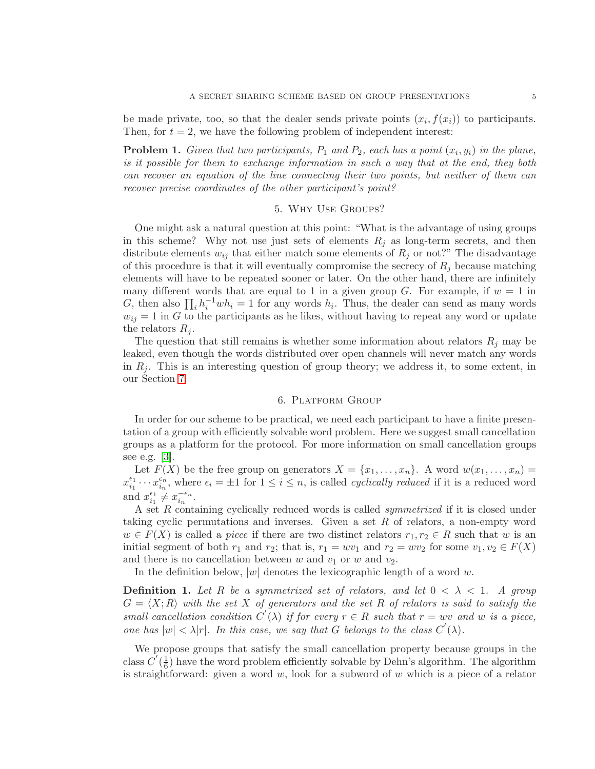be made private, too, so that the dealer sends private points $(x_i, f(x_i))$ to participants. Then, for $t = 2$, we have the following problem of independent interest:

**Problem 1.** *Given that two participants, $P_1$ and $P_2$, each has a point $(x_i, y_i)$ in the plane, is it possible for them to exchange information in such a way that at the end, they both can recover an equation of the line connecting their two points, but neither of them can recover precise coordinates of the other participant's point?*

## 5. Why Use Groups?

One might ask a natural question at this point: "What is the advantage of using groups in this scheme? Why not use just sets of elements $R_j$ as long-term secrets, and then distribute elements $w_{ij}$ that either match some elements of $R_j$ or not?" The disadvantage of this procedure is that it will eventually compromise the secrecy of $R_j$ because matching elements will have to be repeated sooner or later. On the other hand, there are infinitely many different words that are equal to 1 in a given group $G$. For example, if $w = 1$ in $G$, then also $\prod_i h_i^{-1} w h_i = 1$ for any words $h_i$. Thus, the dealer can send as many words $w_{ij} = 1$ in $G$ to the participants as he likes, without having to repeat any word or update the relators $R_j$.

The question that still remains is whether some information about relators $R_j$ may be leaked, even though the words distributed over open channels will never match any words in $R_j$. This is an interesting question of group theory; we address it, to some extent, in our Section 7.

## 6. Platform Group

In order for our scheme to be practical, we need each participant to have a finite presentation of a group with efficiently solvable word problem. Here we suggest small cancellation groups as a platform for the protocol. For more information on small cancellation groups see e.g. [3].

Let $F(X)$ be the free group on generators $X = \{x_1, \ldots, x_n\}$. A word $w(x_1, \ldots, x_n) = x_{i_1}^{\epsilon_1} \cdots x_{i_n}^{\epsilon_n}$, where $\epsilon_i = \pm 1$ for $1 \leq i \leq n$, is called *cyclically reduced* if it is a reduced word and $x_{i_1}^{\epsilon_1} \neq x_{i_n}^{-\epsilon_n}$.

A set $R$ containing cyclically reduced words is called *symmetrized* if it is closed under taking cyclic permutations and inverses. Given a set $R$ of relators, a non-empty word $w \in F(X)$ is called a *piece* if there are two distinct relators $r_1, r_2 \in R$ such that $w$ is an initial segment of both $r_1$ and $r_2$; that is, $r_1 = wv_1$ and $r_2 = wv_2$ for some $v_1, v_2 \in F(X)$ and there is no cancellation between $w$ and $v_1$ or $w$ and $v_2$.

In the definition below, $|w|$ denotes the lexicographic length of a word $w$.

**Definition 1.** *Let $R$ be a symmetrized set of relators, and let $0 < \lambda < 1$. A group $G = \langle X; R \rangle$ with the set $X$ of generators and the set $R$ of relators is said to satisfy the small cancellation condition $C'(\lambda)$ if for every $r \in R$ such that $r = wv$ and $w$ is a piece, one has $|w| < \lambda |r|$. In this case, we say that $G$ belongs to the class $C'(\lambda)$.*

We propose groups that satisfy the small cancellation property because groups in the class $C'(\frac{1}{6})$ have the word problem efficiently solvable by Dehn's algorithm. The algorithm is straightforward: given a word $w$, look for a subword of $w$ which is a piece of a relator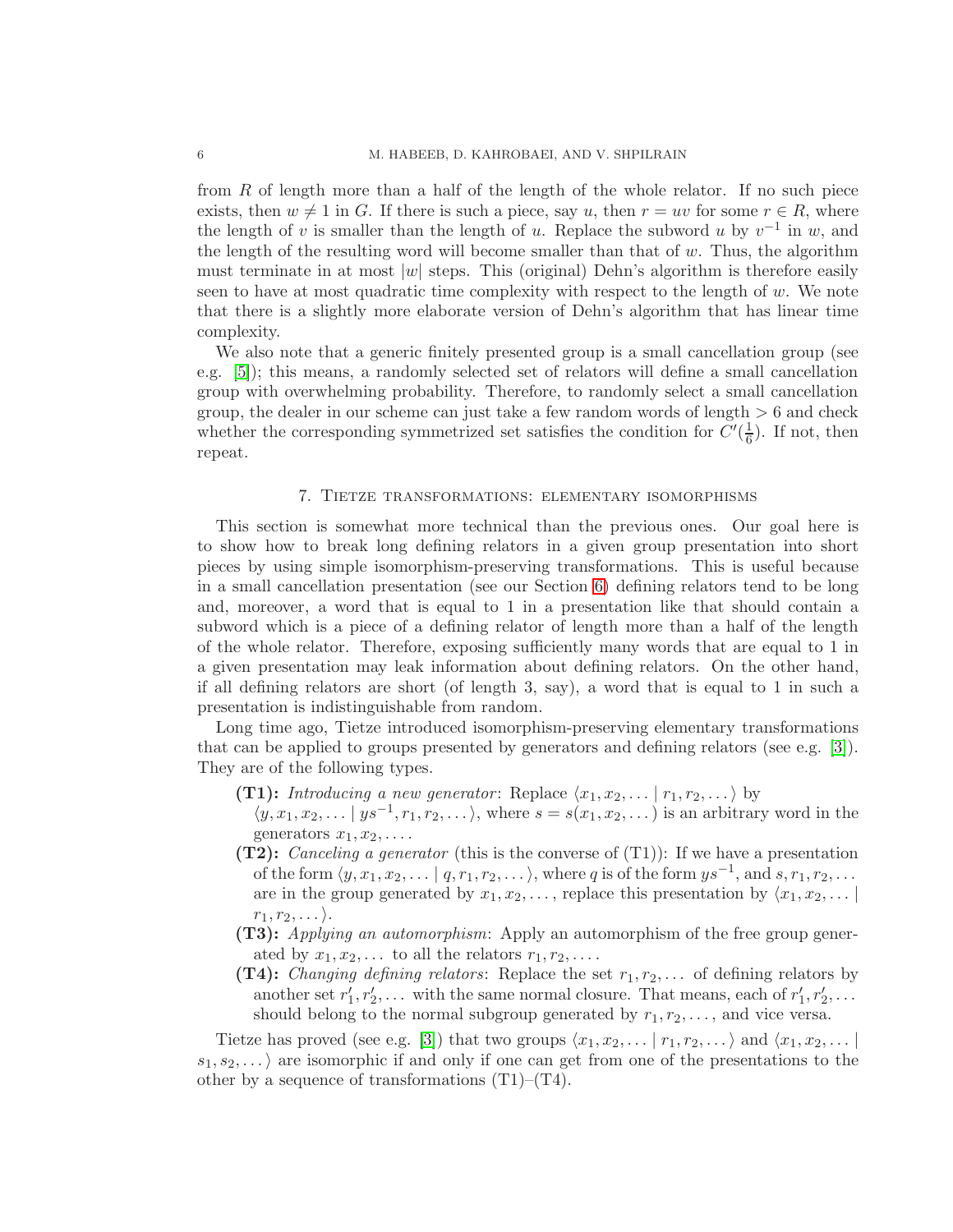from $R$ of length more than a half of the length of the whole relator. If no such piece exists, then $w \neq 1$ in $G$. If there is such a piece, say $u$, then $r = uv$ for some $r \in R$, where the length of $v$ is smaller than the length of $u$. Replace the subword $u$ by $v^{-1}$ in $w$, and the length of the resulting word will become smaller than that of $w$. Thus, the algorithm must terminate in at most $|w|$ steps. This (original) Dehn's algorithm is therefore easily seen to have at most quadratic time complexity with respect to the length of $w$. We note that there is a slightly more elaborate version of Dehn's algorithm that has linear time complexity.

We also note that a generic finitely presented group is a small cancellation group (see e.g. [5]); this means, a randomly selected set of relators will define a small cancellation group with overwhelming probability. Therefore, to randomly select a small cancellation group, the dealer in our scheme can just take a few random words of length $> 6$ and check whether the corresponding symmetrized set satisfies the condition for $C'(\frac{1}{6})$. If not, then repeat.

## 7. Tietze transformations: elementary isomorphisms

This section is somewhat more technical than the previous ones. Our goal here is to show how to break long defining relators in a given group presentation into short pieces by using simple isomorphism-preserving transformations. This is useful because in a small cancellation presentation (see our Section 6) defining relators tend to be long and, moreover, a word that is equal to 1 in a presentation like that should contain a subword which is a piece of a defining relator of length more than a half of the length of the whole relator. Therefore, exposing sufficiently many words that are equal to 1 in a given presentation may leak information about defining relators. On the other hand, if all defining relators are short (of length 3, say), a word that is equal to 1 in such a presentation is indistinguishable from random.

Long time ago, Tietze introduced isomorphism-preserving elementary transformations that can be applied to groups presented by generators and defining relators (see e.g. [3]). They are of the following types.

- **(T1):** *Introducing a new generator*: Replace $\langle x_1, x_2, \dots \mid r_1, r_2, \dots \rangle$ by $\langle y, x_1, x_2, \dots \mid ys^{-1}, r_1, r_2, \dots \rangle$, where $s = s(x_1, x_2, \dots)$ is an arbitrary word in the generators $x_1, x_2, \dots$.
- **(T2):** *Canceling a generator* (this is the converse of (T1)): If we have a presentation of the form $\langle y, x_1, x_2, \dots \mid q, r_1, r_2, \dots \rangle$, where $q$ is of the form $ys^{-1}$, and $s, r_1, r_2, \dots$ are in the group generated by $x_1, x_2, \dots$, replace this presentation by $\langle x_1, x_2, \dots \mid r_1, r_2, \dots \rangle$.
- **(T3):** *Applying an automorphism*: Apply an automorphism of the free group generated by $x_1, x_2, \dots$ to all the relators $r_1, r_2, \dots$.
- **(T4):** *Changing defining relators*: Replace the set $r_1, r_2, \dots$ of defining relators by another set $r_1', r_2', \dots$ with the same normal closure. That means, each of $r_1', r_2', \dots$ should belong to the normal subgroup generated by $r_1, r_2, \dots$, and vice versa.

Tietze has proved (see e.g. [3]) that two groups $\langle x_1, x_2, \dots \mid r_1, r_2, \dots \rangle$ and $\langle x_1, x_2, \dots \mid s_1, s_2, \dots \rangle$ are isomorphic if and only if one can get from one of the presentations to the other by a sequence of transformations (T1)–(T4).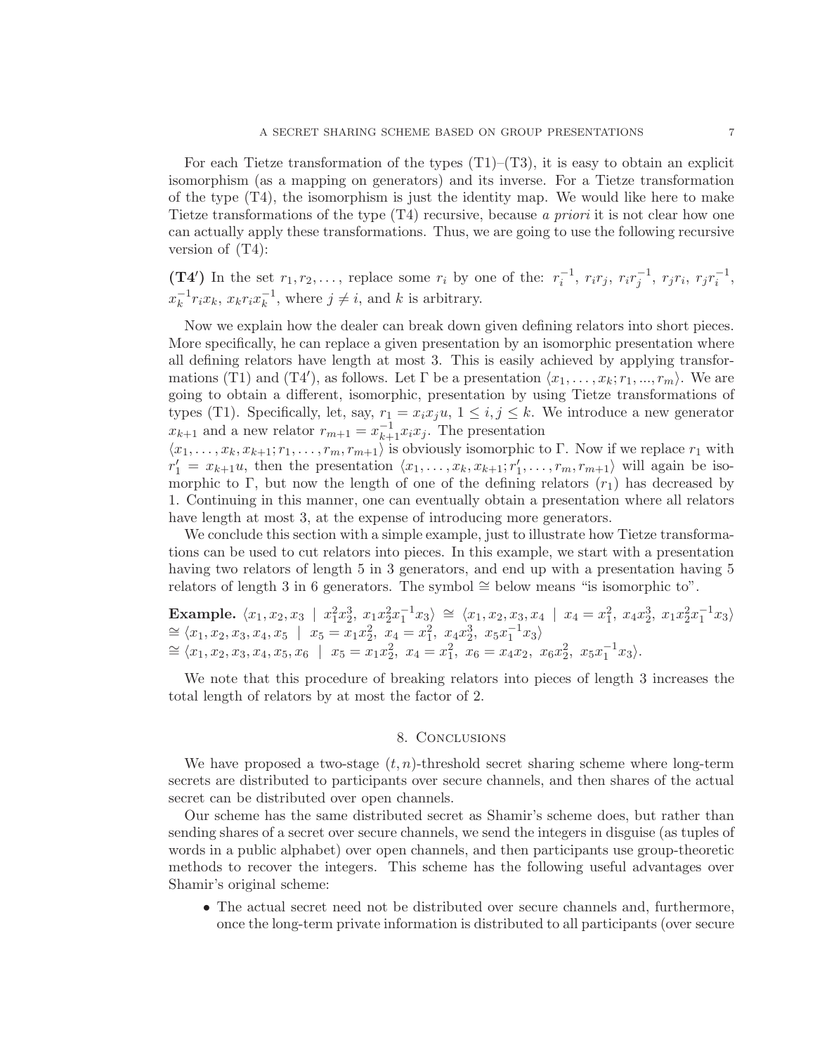For each Tietze transformation of the types (T1)–(T3), it is easy to obtain an explicit isomorphism (as a mapping on generators) and its inverse. For a Tietze transformation of the type (T4), the isomorphism is just the identity map. We would like here to make Tietze transformations of the type (T4) recursive, because *a priori* it is not clear how one can actually apply these transformations. Thus, we are going to use the following recursive version of (T4):

**(T4′)** In the set $r_1, r_2, \ldots$, replace some $r_i$ by one of the: $r_i^{-1}$, $r_i r_j$, $r_i r_j^{-1}$, $r_j r_i$, $r_j r_i^{-1}$, $x_k^{-1} r_i x_k$, $x_k r_i x_k^{-1}$, where $j \neq i$, and $k$ is arbitrary.

Now we explain how the dealer can break down given defining relators into short pieces. More specifically, he can replace a given presentation by an isomorphic presentation where all defining relators have length at most 3. This is easily achieved by applying transformations (T1) and (T4′), as follows. Let $\Gamma$ be a presentation $\langle x_1, \ldots, x_k; r_1, ..., r_m \rangle$. We are going to obtain a different, isomorphic, presentation by using Tietze transformations of types (T1). Specifically, let, say, $r_1 = x_i x_j u$, $1 \leq i, j \leq k$. We introduce a new generator $x_{k+1}$ and a new relator $r_{m+1} = x_{k+1}^{-1} x_i x_j$. The presentation $\langle x_1, \ldots, x_k, x_{k+1}; r_1, \ldots, r_m, r_{m+1} \rangle$ is obviously isomorphic to $\Gamma$. Now if we replace $r_1$ with $r_1' = x_{k+1} u$, then the presentation $\langle x_1, \ldots, x_k, x_{k+1}; r_1', \ldots, r_m, r_{m+1} \rangle$ will again be isomorphic to $\Gamma$, but now the length of one of the defining relators ($r_1$) has decreased by 1. Continuing in this manner, one can eventually obtain a presentation where all relators have length at most 3, at the expense of introducing more generators.

We conclude this section with a simple example, just to illustrate how Tietze transformations can be used to cut relators into pieces. In this example, we start with a presentation having two relators of length 5 in 3 generators, and end up with a presentation having 5 relators of length 3 in 6 generators. The symbol $\cong$ below means "is isomorphic to".

**Example.** $\langle x_1, x_2, x_3 \mid x_1^2 x_2^3,\ x_1 x_2^2 x_1^{-1} x_3 \rangle \cong \langle x_1, x_2, x_3, x_4 \mid x_4 = x_1^2,\ x_4 x_2^3,\ x_1 x_2^2 x_1^{-1} x_3 \rangle$
$\cong \langle x_1, x_2, x_3, x_4, x_5 \mid x_5 = x_1 x_2^2,\ x_4 = x_1^2,\ x_4 x_2^3,\ x_5 x_1^{-1} x_3 \rangle$
$\cong \langle x_1, x_2, x_3, x_4, x_5, x_6 \mid x_5 = x_1 x_2^2,\ x_4 = x_1^2,\ x_6 = x_4 x_2,\ x_6 x_2^2,\ x_5 x_1^{-1} x_3 \rangle$.

We note that this procedure of breaking relators into pieces of length 3 increases the total length of relators by at most the factor of 2.

## 8. Conclusions

We have proposed a two-stage $(t, n)$-threshold secret sharing scheme where long-term secrets are distributed to participants over secure channels, and then shares of the actual secret can be distributed over open channels.

Our scheme has the same distributed secret as Shamir's scheme does, but rather than sending shares of a secret over secure channels, we send the integers in disguise (as tuples of words in a public alphabet) over open channels, and then participants use group-theoretic methods to recover the integers. This scheme has the following useful advantages over Shamir's original scheme:

- The actual secret need not be distributed over secure channels and, furthermore, once the long-term private information is distributed to all participants (over secure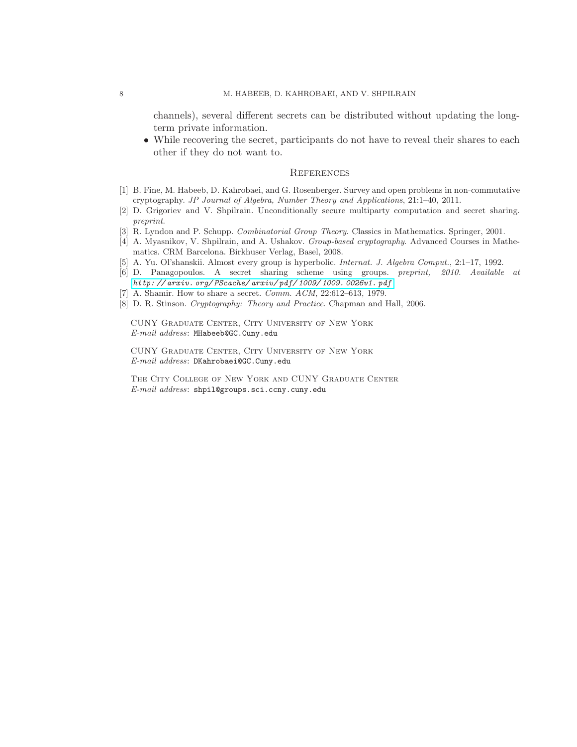channels), several different secrets can be distributed without updating the long-term private information.

- While recovering the secret, participants do not have to reveal their shares to each other if they do not want to.

## References

[1] B. Fine, M. Habeeb, D. Kahrobaei, and G. Rosenberger. Survey and open problems in non-commutative cryptography. *JP Journal of Algebra, Number Theory and Applications*, 21:1–40, 2011.

[2] D. Grigoriev and V. Shpilrain. Unconditionally secure multiparty computation and secret sharing. *preprint*.

[3] R. Lyndon and P. Schupp. *Combinatorial Group Theory*. Classics in Mathematics. Springer, 2001.

[4] A. Myasnikov, V. Shpilrain, and A. Ushakov. *Group-based cryptography*. Advanced Courses in Mathematics. CRM Barcelona. Birkhuser Verlag, Basel, 2008.

[5] A. Yu. Ol'shanskii. Almost every group is hyperbolic. *Internat. J. Algebra Comput.*, 2:1–17, 1992.

[6] D. Panagopoulos. A secret sharing scheme using groups. *preprint, 2010. Available at http://arxiv.org/PScache/arxiv/pdf/1009/1009.0026v1.pdf*

[7] A. Shamir. How to share a secret. *Comm. ACM*, 22:612–613, 1979.

[8] D. R. Stinson. *Cryptography: Theory and Practice*. Chapman and Hall, 2006.

CUNY Graduate Center, City University of New York
*E-mail address*: MHabeeb@GC.Cuny.edu

CUNY Graduate Center, City University of New York
*E-mail address*: DKahrobaei@GC.Cuny.edu

The City College of New York and CUNY Graduate Center
*E-mail address*: shpil@groups.sci.ccny.cuny.edu